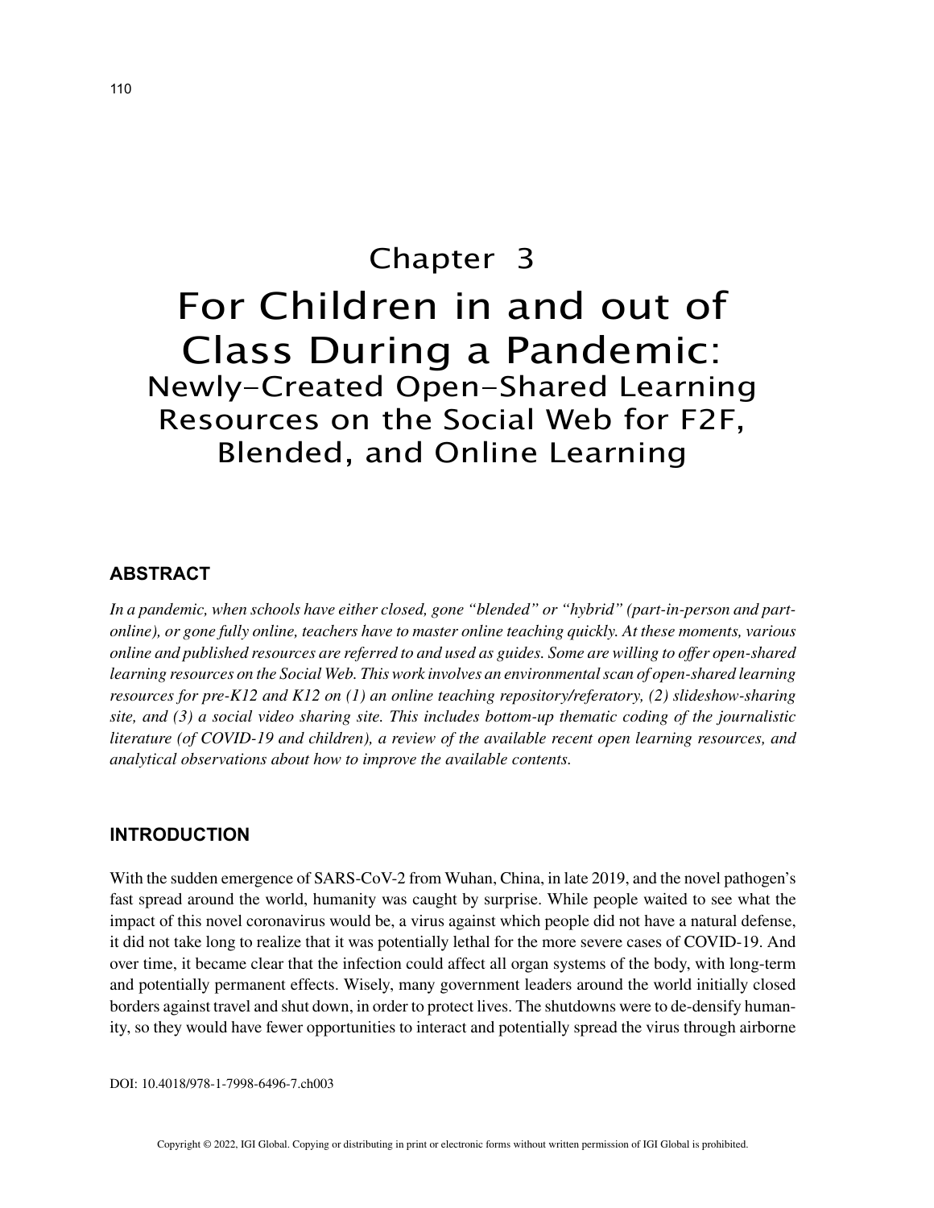# Chapter 3

# For Children in and out of Class During a Pandemic:

## Newly-Created Open-Shared Learning Resources on the Social Web for F2F, Blended, and Online Learning

## ABSTRACT

*In a pandemic, when schools have either closed, gone "blended" or "hybrid" (part-in-person and part-online), or gone fully online, teachers have to master online teaching quickly. At these moments, various online and published resources are referred to and used as guides. Some are willing to offer open-shared learning resources on the Social Web. This work involves an environmental scan of open-shared learning resources for pre-K12 and K12 on (1) an online teaching repository/referatory, (2) slideshow-sharing site, and (3) a social video sharing site. This includes bottom-up thematic coding of the journalistic literature (of COVID-19 and children), a review of the available recent open learning resources, and analytical observations about how to improve the available contents.*

## INTRODUCTION

With the sudden emergence of SARS-CoV-2 from Wuhan, China, in late 2019, and the novel pathogen's fast spread around the world, humanity was caught by surprise. While people waited to see what the impact of this novel coronavirus would be, a virus against which people did not have a natural defense, it did not take long to realize that it was potentially lethal for the more severe cases of COVID-19. And over time, it became clear that the infection could affect all organ systems of the body, with long-term and potentially permanent effects. Wisely, many government leaders around the world initially closed borders against travel and shut down, in order to protect lives. The shutdowns were to de-densify humanity, so they would have fewer opportunities to interact and potentially spread the virus through airborne

DOI: 10.4018/978-1-7998-6496-7.ch003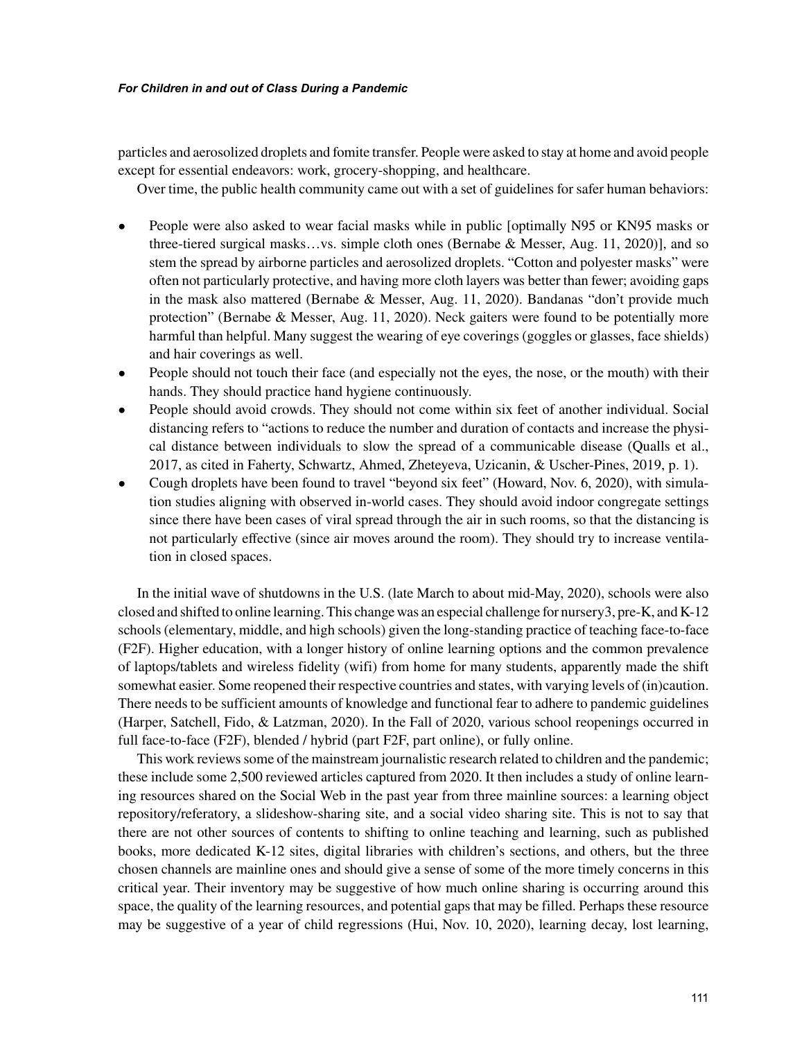particles and aerosolized droplets and fomite transfer. People were asked to stay at home and avoid people except for essential endeavors: work, grocery-shopping, and healthcare.

Over time, the public health community came out with a set of guidelines for safer human behaviors:

- People were also asked to wear facial masks while in public [optimally N95 or KN95 masks or three-tiered surgical masks…vs. simple cloth ones (Bernabe & Messer, Aug. 11, 2020)], and so stem the spread by airborne particles and aerosolized droplets. "Cotton and polyester masks" were often not particularly protective, and having more cloth layers was better than fewer; avoiding gaps in the mask also mattered (Bernabe & Messer, Aug. 11, 2020). Bandanas "don't provide much protection" (Bernabe & Messer, Aug. 11, 2020). Neck gaiters were found to be potentially more harmful than helpful. Many suggest the wearing of eye coverings (goggles or glasses, face shields) and hair coverings as well.
- People should not touch their face (and especially not the eyes, the nose, or the mouth) with their hands. They should practice hand hygiene continuously.
- People should avoid crowds. They should not come within six feet of another individual. Social distancing refers to "actions to reduce the number and duration of contacts and increase the physical distance between individuals to slow the spread of a communicable disease (Qualls et al., 2017, as cited in Faherty, Schwartz, Ahmed, Zheteyeva, Uzicanin, & Uscher-Pines, 2019, p. 1).
- Cough droplets have been found to travel "beyond six feet" (Howard, Nov. 6, 2020), with simulation studies aligning with observed in-world cases. They should avoid indoor congregate settings since there have been cases of viral spread through the air in such rooms, so that the distancing is not particularly effective (since air moves around the room). They should try to increase ventilation in closed spaces.

In the initial wave of shutdowns in the U.S. (late March to about mid-May, 2020), schools were also closed and shifted to online learning. This change was an especial challenge for nursery3, pre-K, and K-12 schools (elementary, middle, and high schools) given the long-standing practice of teaching face-to-face (F2F). Higher education, with a longer history of online learning options and the common prevalence of laptops/tablets and wireless fidelity (wifi) from home for many students, apparently made the shift somewhat easier. Some reopened their respective countries and states, with varying levels of (in)caution. There needs to be sufficient amounts of knowledge and functional fear to adhere to pandemic guidelines (Harper, Satchell, Fido, & Latzman, 2020). In the Fall of 2020, various school reopenings occurred in full face-to-face (F2F), blended / hybrid (part F2F, part online), or fully online.

This work reviews some of the mainstream journalistic research related to children and the pandemic; these include some 2,500 reviewed articles captured from 2020. It then includes a study of online learning resources shared on the Social Web in the past year from three mainline sources: a learning object repository/referatory, a slideshow-sharing site, and a social video sharing site. This is not to say that there are not other sources of contents to shifting to online teaching and learning, such as published books, more dedicated K-12 sites, digital libraries with children's sections, and others, but the three chosen channels are mainline ones and should give a sense of some of the more timely concerns in this critical year. Their inventory may be suggestive of how much online sharing is occurring around this space, the quality of the learning resources, and potential gaps that may be filled. Perhaps these resource may be suggestive of a year of child regressions (Hui, Nov. 10, 2020), learning decay, lost learning,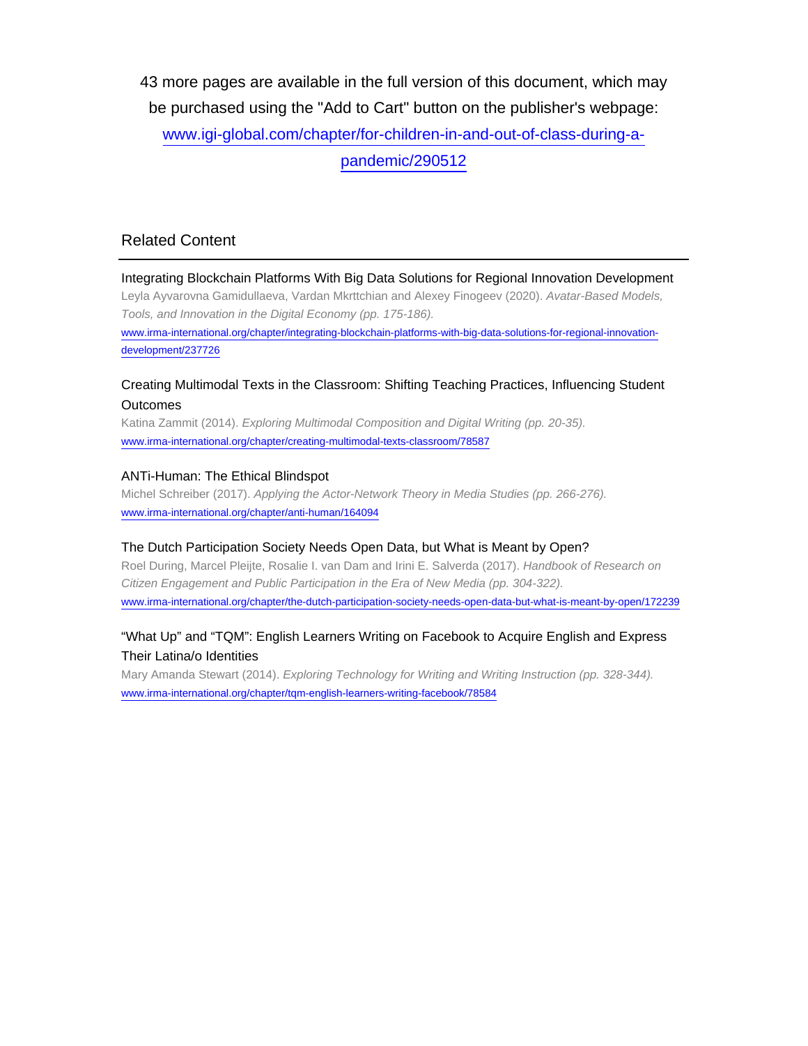43 more pages are available in the full version of this document, which may be purchased using the "Add to Cart" button on the publisher's webpage: [www.igi-global.com/chapter/for-children-in-and-out-of-class-during-a-pandemic/290512](www.igi-global.com/chapter/for-children-in-and-out-of-class-during-a-pandemic/290512)

## Related Content

Integrating Blockchain Platforms With Big Data Solutions for Regional Innovation Development
Leyla Ayvarovna Gamidullaeva, Vardan Mkrttchian and Alexey Finogeev (2020). *Avatar-Based Models, Tools, and Innovation in the Digital Economy (pp. 175-186).*
[www.irma-international.org/chapter/integrating-blockchain-platforms-with-big-data-solutions-for-regional-innovation-development/237726](www.irma-international.org/chapter/integrating-blockchain-platforms-with-big-data-solutions-for-regional-innovation-development/237726)

Creating Multimodal Texts in the Classroom: Shifting Teaching Practices, Influencing Student Outcomes
Katina Zammit (2014). *Exploring Multimodal Composition and Digital Writing (pp. 20-35).*
[www.irma-international.org/chapter/creating-multimodal-texts-classroom/78587](www.irma-international.org/chapter/creating-multimodal-texts-classroom/78587)

ANTi-Human: The Ethical Blindspot
Michel Schreiber (2017). *Applying the Actor-Network Theory in Media Studies (pp. 266-276).*
[www.irma-international.org/chapter/anti-human/164094](www.irma-international.org/chapter/anti-human/164094)

The Dutch Participation Society Needs Open Data, but What is Meant by Open?
Roel During, Marcel Pleijte, Rosalie I. van Dam and Irini E. Salverda (2017). *Handbook of Research on Citizen Engagement and Public Participation in the Era of New Media (pp. 304-322).*
[www.irma-international.org/chapter/the-dutch-participation-society-needs-open-data-but-what-is-meant-by-open/172239](www.irma-international.org/chapter/the-dutch-participation-society-needs-open-data-but-what-is-meant-by-open/172239)

“What Up” and “TQM”: English Learners Writing on Facebook to Acquire English and Express Their Latina/o Identities
Mary Amanda Stewart (2014). *Exploring Technology for Writing and Writing Instruction (pp. 328-344).*
[www.irma-international.org/chapter/tqm-english-learners-writing-facebook/78584](www.irma-international.org/chapter/tqm-english-learners-writing-facebook/78584)